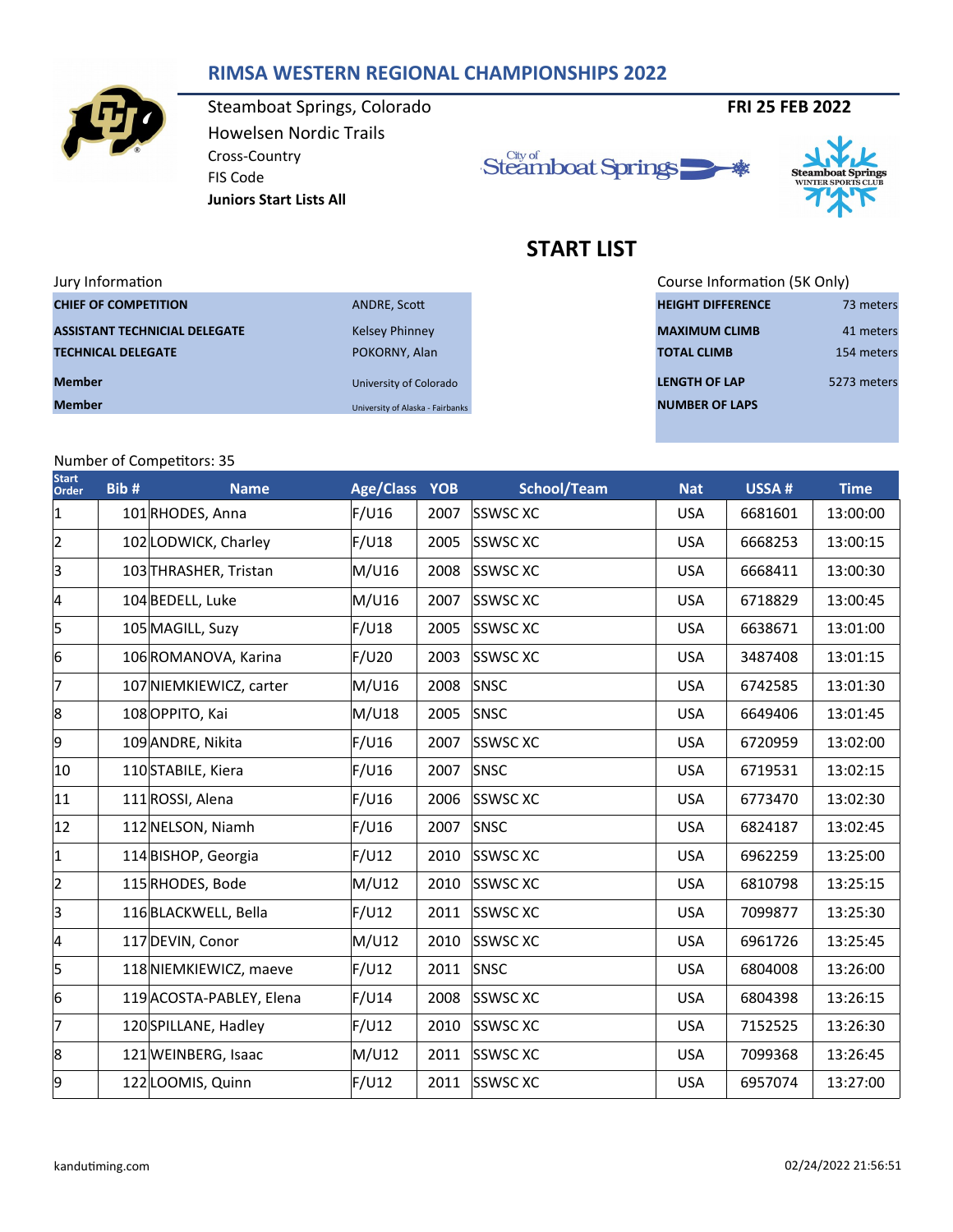# RIMSA WESTERN REGIONAL CHAMPIONSHIPS 2022

Steamboat Springs, Colorado

Howelsen Nordic Trails

Cross-Country

FIS Code

**Juniors Start Lists All**

**FRI 25 FEB 2022**

## START LIST

Jury Information

| | |
|---|---|
| **CHIEF OF COMPETITION** | ANDRE, Scott |
| **ASSISTANT TECHNICIAL DELEGATE** | Kelsey Phinney |
| **TECHNICAL DELEGATE** | POKORNY, Alan |
| **Member** | University of Colorado |
| **Member** | University of Alaska - Fairbanks |

Course Information (5K Only)

| | |
|---|---|
| **HEIGHT DIFFERENCE** | 73 meters |
| **MAXIMUM CLIMB** | 41 meters |
| **TOTAL CLIMB** | 154 meters |
| **LENGTH OF LAP** | 5273 meters |
| **NUMBER OF LAPS** | |

Number of Competitors: 35

| Start Order | Bib # | Name | Age/Class | YOB | School/Team | Nat | USSA # | Time |
|---|---|---|---|---|---|---|---|---|
| 1 | 101 | RHODES, Anna | F/U16 | 2007 | SSWSC XC | USA | 6681601 | 13:00:00 |
| 2 | 102 | LODWICK, Charley | F/U18 | 2005 | SSWSC XC | USA | 6668253 | 13:00:15 |
| 3 | 103 | THRASHER, Tristan | M/U16 | 2008 | SSWSC XC | USA | 6668411 | 13:00:30 |
| 4 | 104 | BEDELL, Luke | M/U16 | 2007 | SSWSC XC | USA | 6718829 | 13:00:45 |
| 5 | 105 | MAGILL, Suzy | F/U18 | 2005 | SSWSC XC | USA | 6638671 | 13:01:00 |
| 6 | 106 | ROMANOVA, Karina | F/U20 | 2003 | SSWSC XC | USA | 3487408 | 13:01:15 |
| 7 | 107 | NIEMKIEWICZ, carter | M/U16 | 2008 | SNSC | USA | 6742585 | 13:01:30 |
| 8 | 108 | OPPITO, Kai | M/U18 | 2005 | SNSC | USA | 6649406 | 13:01:45 |
| 9 | 109 | ANDRE, Nikita | F/U16 | 2007 | SSWSC XC | USA | 6720959 | 13:02:00 |
| 10 | 110 | STABILE, Kiera | F/U16 | 2007 | SNSC | USA | 6719531 | 13:02:15 |
| 11 | 111 | ROSSI, Alena | F/U16 | 2006 | SSWSC XC | USA | 6773470 | 13:02:30 |
| 12 | 112 | NELSON, Niamh | F/U16 | 2007 | SNSC | USA | 6824187 | 13:02:45 |
| 1 | 114 | BISHOP, Georgia | F/U12 | 2010 | SSWSC XC | USA | 6962259 | 13:25:00 |
| 2 | 115 | RHODES, Bode | M/U12 | 2010 | SSWSC XC | USA | 6810798 | 13:25:15 |
| 3 | 116 | BLACKWELL, Bella | F/U12 | 2011 | SSWSC XC | USA | 7099877 | 13:25:30 |
| 4 | 117 | DEVIN, Conor | M/U12 | 2010 | SSWSC XC | USA | 6961726 | 13:25:45 |
| 5 | 118 | NIEMKIEWICZ, maeve | F/U12 | 2011 | SNSC | USA | 6804008 | 13:26:00 |
| 6 | 119 | ACOSTA-PABLEY, Elena | F/U14 | 2008 | SSWSC XC | USA | 6804398 | 13:26:15 |
| 7 | 120 | SPILLANE, Hadley | F/U12 | 2010 | SSWSC XC | USA | 7152525 | 13:26:30 |
| 8 | 121 | WEINBERG, Isaac | M/U12 | 2011 | SSWSC XC | USA | 7099368 | 13:26:45 |
| 9 | 122 | LOOMIS, Quinn | F/U12 | 2011 | SSWSC XC | USA | 6957074 | 13:27:00 |

kandutiming.com 02/24/2022 21:56:51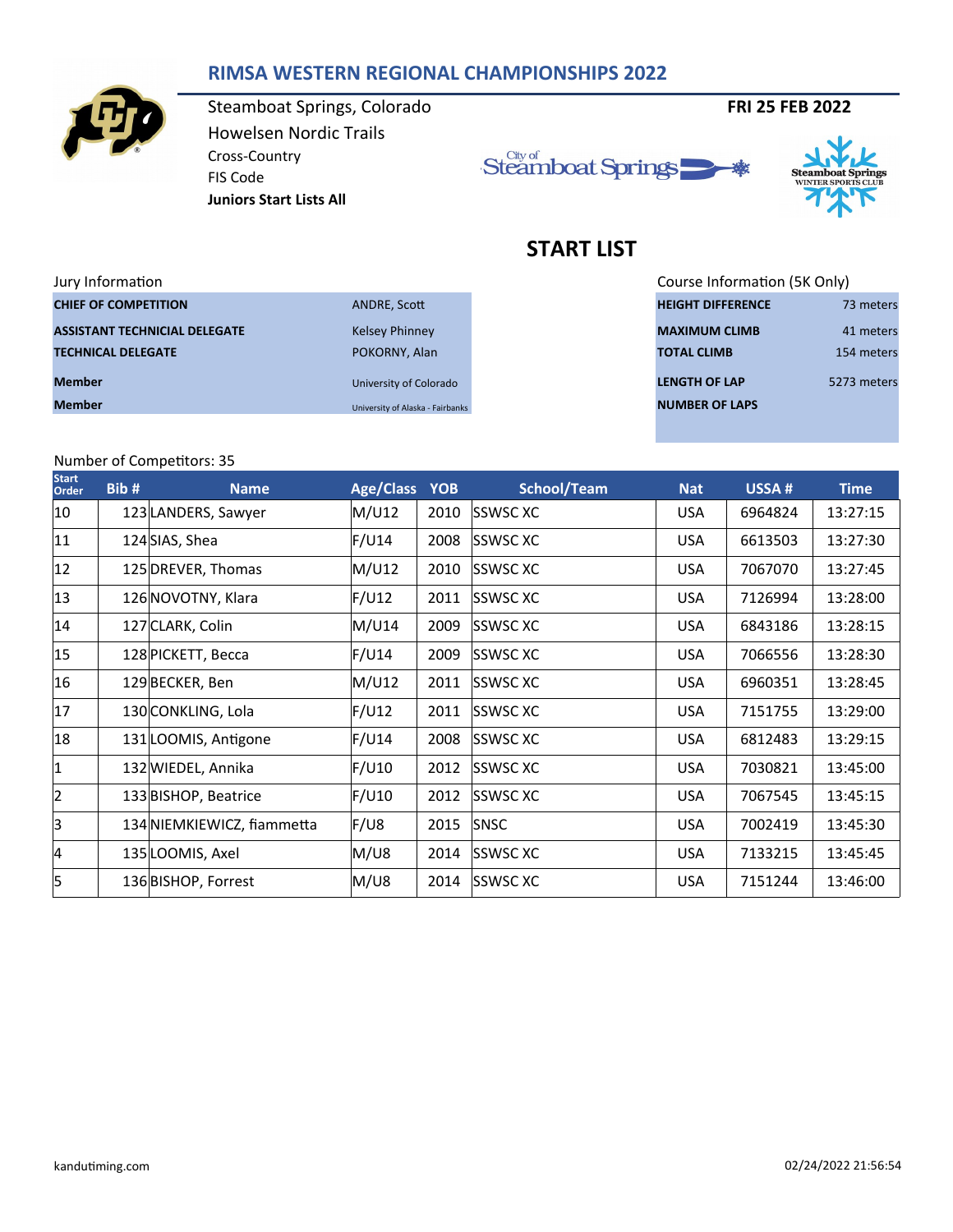## RIMSA WESTERN REGIONAL CHAMPIONSHIPS 2022

Steamboat Springs, Colorado
Howelsen Nordic Trails
Cross-Country
FIS Code
**Juniors Start Lists All**

**FRI 25 FEB 2022**

# START LIST

Jury Information

| | |
|---|---|
| **CHIEF OF COMPETITION** | ANDRE, Scott |
| **ASSISTANT TECHNICIAL DELEGATE** | Kelsey Phinney |
| **TECHNICAL DELEGATE** | POKORNY, Alan |
| **Member** | University of Colorado |
| **Member** | University of Alaska - Fairbanks |

Course Information (5K Only)

| | |
|---|---|
| **HEIGHT DIFFERENCE** | 73 meters |
| **MAXIMUM CLIMB** | 41 meters |
| **TOTAL CLIMB** | 154 meters |
| **LENGTH OF LAP** | 5273 meters |
| **NUMBER OF LAPS** | |

Number of Competitors: 35

| Start Order | Bib # | Name | Age/Class | YOB | School/Team | Nat | USSA # | Time |
|---|---|---|---|---|---|---|---|---|
| 10 | 123 | LANDERS, Sawyer | M/U12 | 2010 | SSWSC XC | USA | 6964824 | 13:27:15 |
| 11 | 124 | SIAS, Shea | F/U14 | 2008 | SSWSC XC | USA | 6613503 | 13:27:30 |
| 12 | 125 | DREVER, Thomas | M/U12 | 2010 | SSWSC XC | USA | 7067070 | 13:27:45 |
| 13 | 126 | NOVOTNY, Klara | F/U12 | 2011 | SSWSC XC | USA | 7126994 | 13:28:00 |
| 14 | 127 | CLARK, Colin | M/U14 | 2009 | SSWSC XC | USA | 6843186 | 13:28:15 |
| 15 | 128 | PICKETT, Becca | F/U14 | 2009 | SSWSC XC | USA | 7066556 | 13:28:30 |
| 16 | 129 | BECKER, Ben | M/U12 | 2011 | SSWSC XC | USA | 6960351 | 13:28:45 |
| 17 | 130 | CONKLING, Lola | F/U12 | 2011 | SSWSC XC | USA | 7151755 | 13:29:00 |
| 18 | 131 | LOOMIS, Antigone | F/U14 | 2008 | SSWSC XC | USA | 6812483 | 13:29:15 |
| 1 | 132 | WIEDEL, Annika | F/U10 | 2012 | SSWSC XC | USA | 7030821 | 13:45:00 |
| 2 | 133 | BISHOP, Beatrice | F/U10 | 2012 | SSWSC XC | USA | 7067545 | 13:45:15 |
| 3 | 134 | NIEMKIEWICZ, fiammetta | F/U8 | 2015 | SNSC | USA | 7002419 | 13:45:30 |
| 4 | 135 | LOOMIS, Axel | M/U8 | 2014 | SSWSC XC | USA | 7133215 | 13:45:45 |
| 5 | 136 | BISHOP, Forrest | M/U8 | 2014 | SSWSC XC | USA | 7151244 | 13:46:00 |

kandutiming.com

02/24/2022 21:56:54